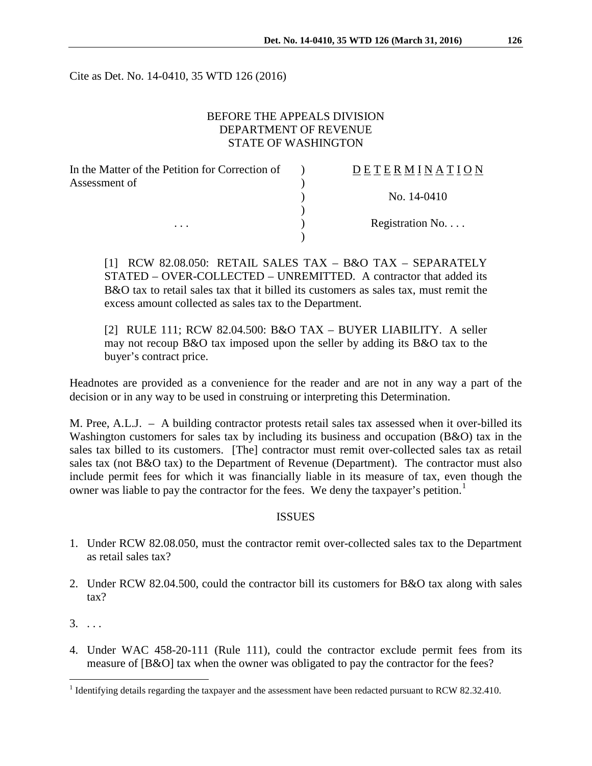Cite as Det. No. 14-0410, 35 WTD 126 (2016)

BEFORE THE APPEALS DIVISION
DEPARTMENT OF REVENUE
STATE OF WASHINGTON

| In the Matter of the Petition for Correction of Assessment of | ) | D E T E R M I N A T I O N |
|---|---|---|
| | ) | No. 14-0410 |
| . . . | ) | Registration No. . . . |

[1] RCW 82.08.050: RETAIL SALES TAX – B&O TAX – SEPARATELY STATED – OVER-COLLECTED – UNREMITTED. A contractor that added its B&O tax to retail sales tax that it billed its customers as sales tax, must remit the excess amount collected as sales tax to the Department.

[2] RULE 111; RCW 82.04.500: B&O TAX – BUYER LIABILITY. A seller may not recoup B&O tax imposed upon the seller by adding its B&O tax to the buyer's contract price.

Headnotes are provided as a convenience for the reader and are not in any way a part of the decision or in any way to be used in construing or interpreting this Determination.

M. Pree, A.L.J. – A building contractor protests retail sales tax assessed when it over-billed its Washington customers for sales tax by including its business and occupation (B&O) tax in the sales tax billed to its customers. [The] contractor must remit over-collected sales tax as retail sales tax (not B&O tax) to the Department of Revenue (Department). The contractor must also include permit fees for which it was financially liable in its measure of tax, even though the owner was liable to pay the contractor for the fees. We deny the taxpayer's petition.[1]

## ISSUES

1. Under RCW 82.08.050, must the contractor remit over-collected sales tax to the Department as retail sales tax?
2. Under RCW 82.04.500, could the contractor bill its customers for B&O tax along with sales tax?
3. . . .
4. Under WAC 458-20-111 (Rule 111), could the contractor exclude permit fees from its measure of [B&O] tax when the owner was obligated to pay the contractor for the fees?

[1] Identifying details regarding the taxpayer and the assessment have been redacted pursuant to RCW 82.32.410.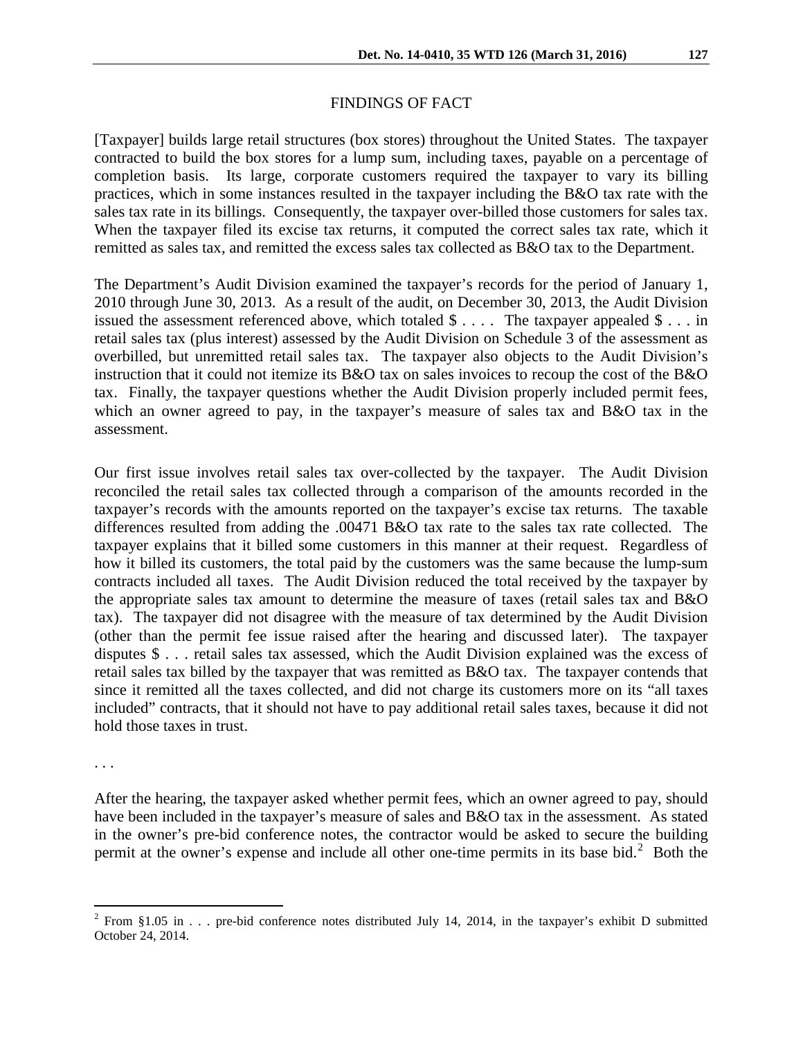## FINDINGS OF FACT

[Taxpayer] builds large retail structures (box stores) throughout the United States. The taxpayer contracted to build the box stores for a lump sum, including taxes, payable on a percentage of completion basis. Its large, corporate customers required the taxpayer to vary its billing practices, which in some instances resulted in the taxpayer including the B&O tax rate with the sales tax rate in its billings. Consequently, the taxpayer over-billed those customers for sales tax. When the taxpayer filed its excise tax returns, it computed the correct sales tax rate, which it remitted as sales tax, and remitted the excess sales tax collected as B&O tax to the Department.

The Department's Audit Division examined the taxpayer's records for the period of January 1, 2010 through June 30, 2013. As a result of the audit, on December 30, 2013, the Audit Division issued the assessment referenced above, which totaled $ . . . . The taxpayer appealed $ . . . in retail sales tax (plus interest) assessed by the Audit Division on Schedule 3 of the assessment as overbilled, but unremitted retail sales tax. The taxpayer also objects to the Audit Division's instruction that it could not itemize its B&O tax on sales invoices to recoup the cost of the B&O tax. Finally, the taxpayer questions whether the Audit Division properly included permit fees, which an owner agreed to pay, in the taxpayer's measure of sales tax and B&O tax in the assessment.

Our first issue involves retail sales tax over-collected by the taxpayer. The Audit Division reconciled the retail sales tax collected through a comparison of the amounts recorded in the taxpayer's records with the amounts reported on the taxpayer's excise tax returns. The taxable differences resulted from adding the .00471 B&O tax rate to the sales tax rate collected. The taxpayer explains that it billed some customers in this manner at their request. Regardless of how it billed its customers, the total paid by the customers was the same because the lump-sum contracts included all taxes. The Audit Division reduced the total received by the taxpayer by the appropriate sales tax amount to determine the measure of taxes (retail sales tax and B&O tax). The taxpayer did not disagree with the measure of tax determined by the Audit Division (other than the permit fee issue raised after the hearing and discussed later). The taxpayer disputes $ . . . retail sales tax assessed, which the Audit Division explained was the excess of retail sales tax billed by the taxpayer that was remitted as B&O tax. The taxpayer contends that since it remitted all the taxes collected, and did not charge its customers more on its "all taxes included" contracts, that it should not have to pay additional retail sales taxes, because it did not hold those taxes in trust.

. . .

After the hearing, the taxpayer asked whether permit fees, which an owner agreed to pay, should have been included in the taxpayer's measure of sales and B&O tax in the assessment. As stated in the owner's pre-bid conference notes, the contractor would be asked to secure the building permit at the owner's expense and include all other one-time permits in its base bid.[2] Both the

[2] From §1.05 in . . . pre-bid conference notes distributed July 14, 2014, in the taxpayer's exhibit D submitted October 24, 2014.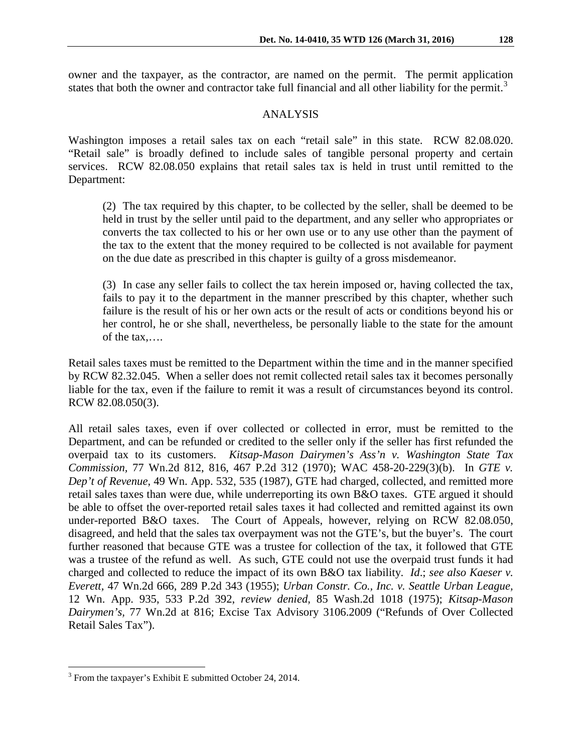owner and the taxpayer, as the contractor, are named on the permit. The permit application states that both the owner and contractor take full financial and all other liability for the permit.[3]

## ANALYSIS

Washington imposes a retail sales tax on each "retail sale" in this state. RCW 82.08.020. "Retail sale" is broadly defined to include sales of tangible personal property and certain services. RCW 82.08.050 explains that retail sales tax is held in trust until remitted to the Department:

> (2) The tax required by this chapter, to be collected by the seller, shall be deemed to be held in trust by the seller until paid to the department, and any seller who appropriates or converts the tax collected to his or her own use or to any use other than the payment of the tax to the extent that the money required to be collected is not available for payment on the due date as prescribed in this chapter is guilty of a gross misdemeanor.
>
> (3) In case any seller fails to collect the tax herein imposed or, having collected the tax, fails to pay it to the department in the manner prescribed by this chapter, whether such failure is the result of his or her own acts or the result of acts or conditions beyond his or her control, he or she shall, nevertheless, be personally liable to the state for the amount of the tax,….

Retail sales taxes must be remitted to the Department within the time and in the manner specified by RCW 82.32.045. When a seller does not remit collected retail sales tax it becomes personally liable for the tax, even if the failure to remit it was a result of circumstances beyond its control. RCW 82.08.050(3).

All retail sales taxes, even if over collected or collected in error, must be remitted to the Department, and can be refunded or credited to the seller only if the seller has first refunded the overpaid tax to its customers. *Kitsap-Mason Dairymen's Ass'n v. Washington State Tax Commission*, 77 Wn.2d 812, 816, 467 P.2d 312 (1970); WAC 458-20-229(3)(b). In *GTE v. Dep't of Revenue*, 49 Wn. App. 532, 535 (1987), GTE had charged, collected, and remitted more retail sales taxes than were due, while underreporting its own B&O taxes. GTE argued it should be able to offset the over-reported retail sales taxes it had collected and remitted against its own under-reported B&O taxes. The Court of Appeals, however, relying on RCW 82.08.050, disagreed, and held that the sales tax overpayment was not the GTE's, but the buyer's. The court further reasoned that because GTE was a trustee for collection of the tax, it followed that GTE was a trustee of the refund as well. As such, GTE could not use the overpaid trust funds it had charged and collected to reduce the impact of its own B&O tax liability. *Id*.; *see also Kaeser v. Everett*, 47 Wn.2d 666, 289 P.2d 343 (1955); *Urban Constr. Co., Inc. v. Seattle Urban League*, 12 Wn. App. 935, 533 P.2d 392, *review denied*, 85 Wash.2d 1018 (1975); *Kitsap-Mason Dairymen's*, 77 Wn.2d at 816; Excise Tax Advisory 3106.2009 ("Refunds of Over Collected Retail Sales Tax").

---

[3] From the taxpayer's Exhibit E submitted October 24, 2014.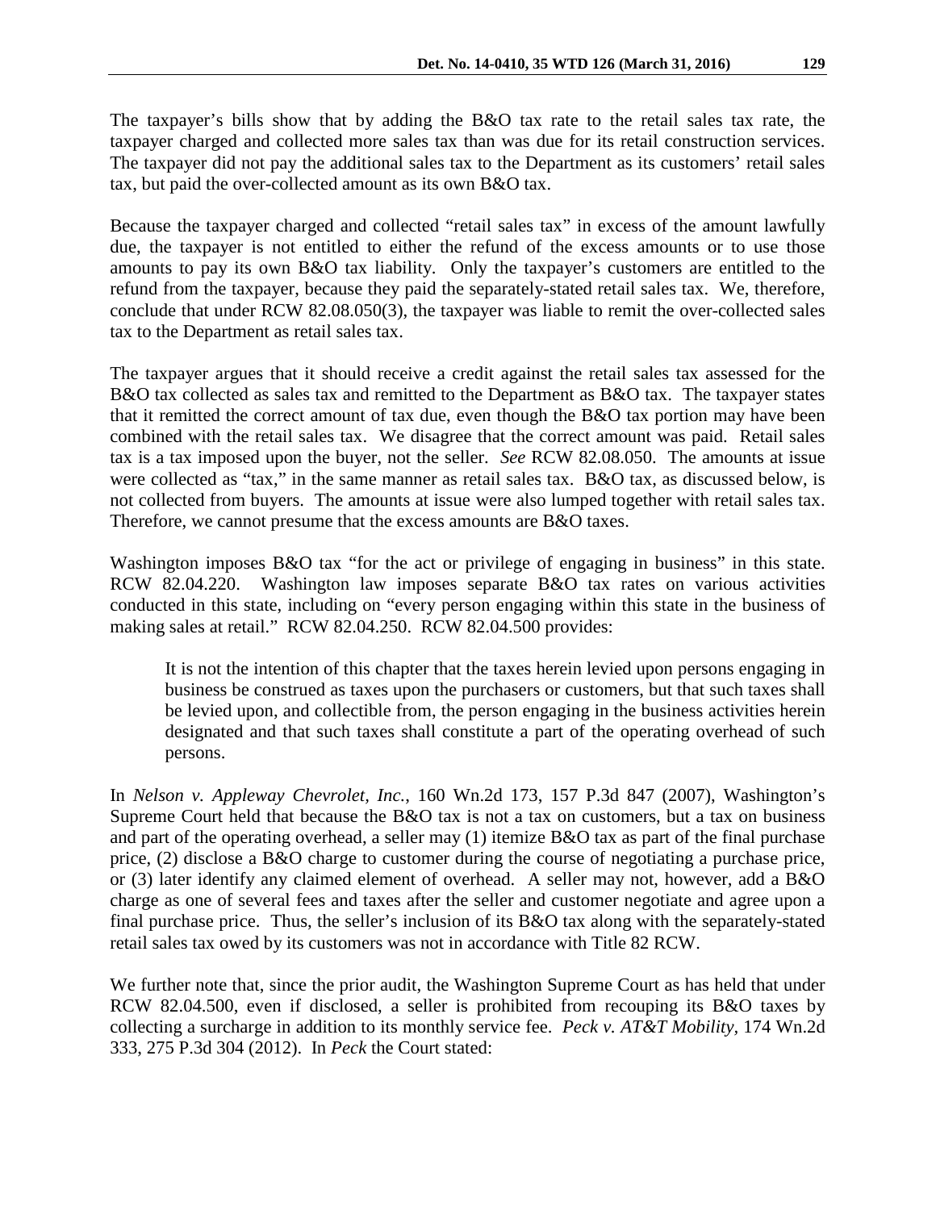The taxpayer's bills show that by adding the B&O tax rate to the retail sales tax rate, the taxpayer charged and collected more sales tax than was due for its retail construction services. The taxpayer did not pay the additional sales tax to the Department as its customers' retail sales tax, but paid the over-collected amount as its own B&O tax.

Because the taxpayer charged and collected "retail sales tax" in excess of the amount lawfully due, the taxpayer is not entitled to either the refund of the excess amounts or to use those amounts to pay its own B&O tax liability. Only the taxpayer's customers are entitled to the refund from the taxpayer, because they paid the separately-stated retail sales tax. We, therefore, conclude that under RCW 82.08.050(3), the taxpayer was liable to remit the over-collected sales tax to the Department as retail sales tax.

The taxpayer argues that it should receive a credit against the retail sales tax assessed for the B&O tax collected as sales tax and remitted to the Department as B&O tax. The taxpayer states that it remitted the correct amount of tax due, even though the B&O tax portion may have been combined with the retail sales tax. We disagree that the correct amount was paid. Retail sales tax is a tax imposed upon the buyer, not the seller. *See* RCW 82.08.050. The amounts at issue were collected as "tax," in the same manner as retail sales tax. B&O tax, as discussed below, is not collected from buyers. The amounts at issue were also lumped together with retail sales tax. Therefore, we cannot presume that the excess amounts are B&O taxes.

Washington imposes B&O tax "for the act or privilege of engaging in business" in this state. RCW 82.04.220. Washington law imposes separate B&O tax rates on various activities conducted in this state, including on "every person engaging within this state in the business of making sales at retail." RCW 82.04.250. RCW 82.04.500 provides:

> It is not the intention of this chapter that the taxes herein levied upon persons engaging in business be construed as taxes upon the purchasers or customers, but that such taxes shall be levied upon, and collectible from, the person engaging in the business activities herein designated and that such taxes shall constitute a part of the operating overhead of such persons.

In *Nelson v. Appleway Chevrolet, Inc.*, 160 Wn.2d 173, 157 P.3d 847 (2007), Washington's Supreme Court held that because the B&O tax is not a tax on customers, but a tax on business and part of the operating overhead, a seller may (1) itemize B&O tax as part of the final purchase price, (2) disclose a B&O charge to customer during the course of negotiating a purchase price, or (3) later identify any claimed element of overhead. A seller may not, however, add a B&O charge as one of several fees and taxes after the seller and customer negotiate and agree upon a final purchase price. Thus, the seller's inclusion of its B&O tax along with the separately-stated retail sales tax owed by its customers was not in accordance with Title 82 RCW.

We further note that, since the prior audit, the Washington Supreme Court as has held that under RCW 82.04.500, even if disclosed, a seller is prohibited from recouping its B&O taxes by collecting a surcharge in addition to its monthly service fee. *Peck v. AT&T Mobility,* 174 Wn.2d 333, 275 P.3d 304 (2012). In *Peck* the Court stated: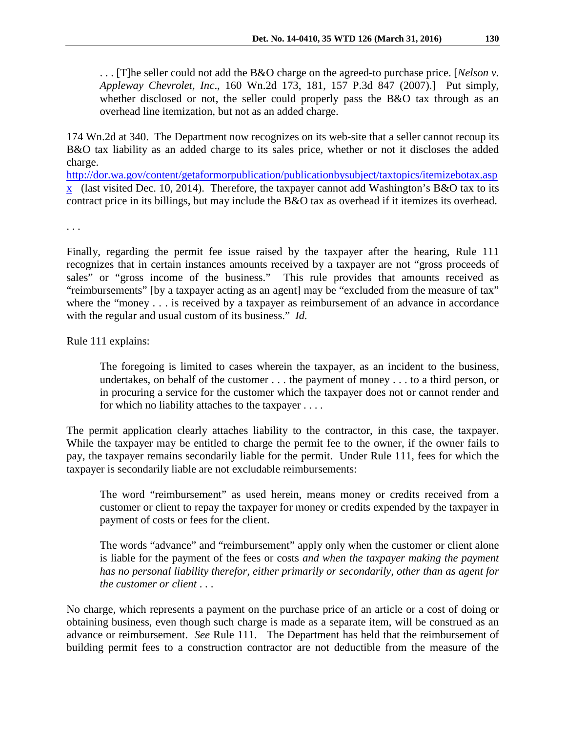> . . . [T]he seller could not add the B&O charge on the agreed-to purchase price. [*Nelson v. Appleway Chevrolet, Inc*., 160 Wn.2d 173, 181, 157 P.3d 847 (2007).] Put simply, whether disclosed or not, the seller could properly pass the B&O tax through as an overhead line itemization, but not as an added charge.

174 Wn.2d at 340. The Department now recognizes on its web-site that a seller cannot recoup its B&O tax liability as an added charge to its sales price, whether or not it discloses the added charge. http://dor.wa.gov/content/getaformorpublication/publicationbysubject/taxtopics/itemizebotax.aspx (last visited Dec. 10, 2014). Therefore, the taxpayer cannot add Washington's B&O tax to its contract price in its billings, but may include the B&O tax as overhead if it itemizes its overhead.

. . .

Finally, regarding the permit fee issue raised by the taxpayer after the hearing, Rule 111 recognizes that in certain instances amounts received by a taxpayer are not "gross proceeds of sales" or "gross income of the business." This rule provides that amounts received as "reimbursements" [by a taxpayer acting as an agent] may be "excluded from the measure of tax" where the "money . . . is received by a taxpayer as reimbursement of an advance in accordance with the regular and usual custom of its business." *Id.*

Rule 111 explains:

> The foregoing is limited to cases wherein the taxpayer, as an incident to the business, undertakes, on behalf of the customer . . . the payment of money . . . to a third person, or in procuring a service for the customer which the taxpayer does not or cannot render and for which no liability attaches to the taxpayer . . . .

The permit application clearly attaches liability to the contractor, in this case, the taxpayer. While the taxpayer may be entitled to charge the permit fee to the owner, if the owner fails to pay, the taxpayer remains secondarily liable for the permit. Under Rule 111, fees for which the taxpayer is secondarily liable are not excludable reimbursements:

> The word "reimbursement" as used herein, means money or credits received from a customer or client to repay the taxpayer for money or credits expended by the taxpayer in payment of costs or fees for the client.
>
> The words "advance" and "reimbursement" apply only when the customer or client alone is liable for the payment of the fees or costs *and when the taxpayer making the payment has no personal liability therefor, either primarily or secondarily, other than as agent for the customer or client . . .*

No charge, which represents a payment on the purchase price of an article or a cost of doing or obtaining business, even though such charge is made as a separate item, will be construed as an advance or reimbursement. *See* Rule 111. The Department has held that the reimbursement of building permit fees to a construction contractor are not deductible from the measure of the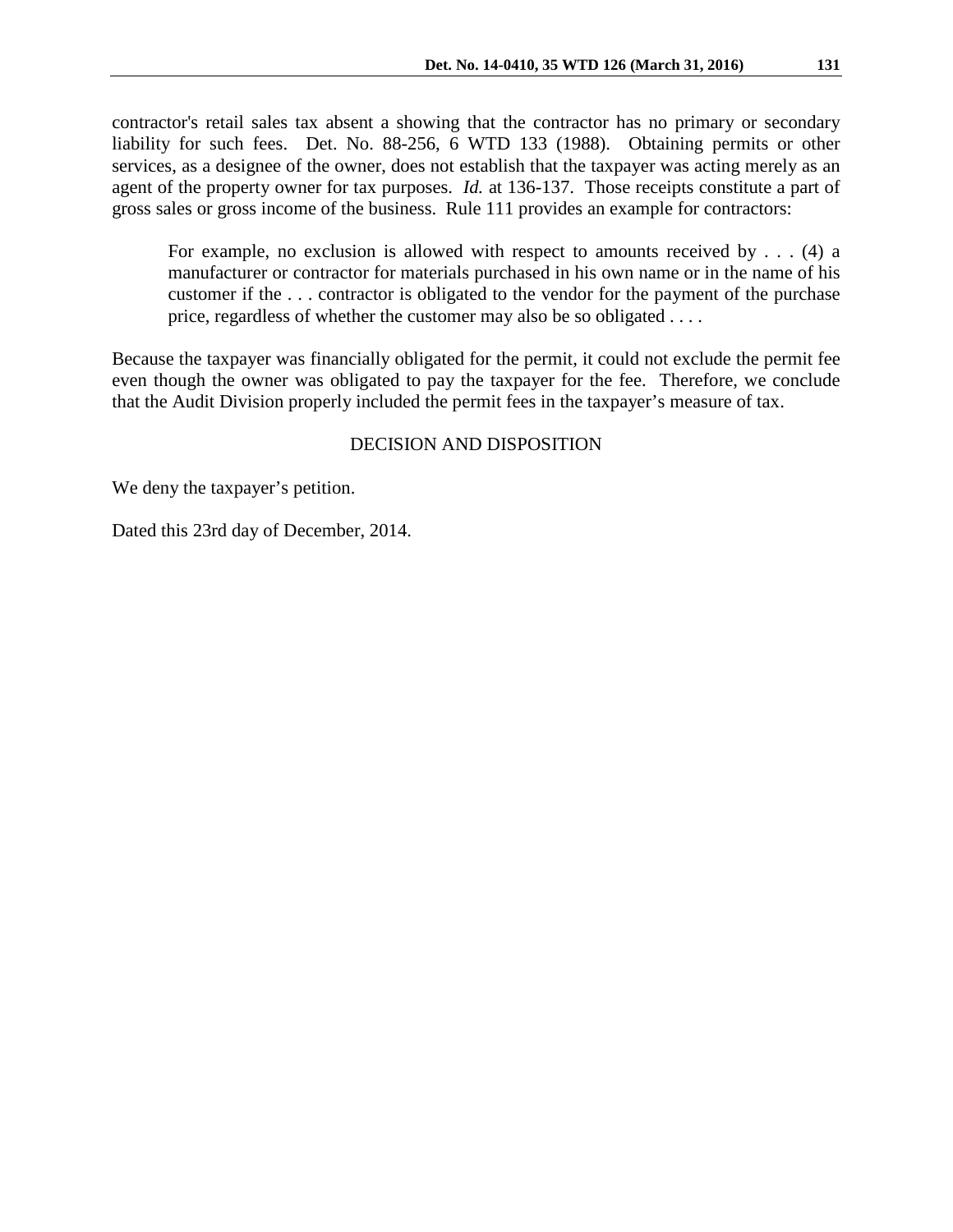contractor's retail sales tax absent a showing that the contractor has no primary or secondary liability for such fees. Det. No. 88-256, 6 WTD 133 (1988). Obtaining permits or other services, as a designee of the owner, does not establish that the taxpayer was acting merely as an agent of the property owner for tax purposes. *Id.* at 136-137. Those receipts constitute a part of gross sales or gross income of the business. Rule 111 provides an example for contractors:

> For example, no exclusion is allowed with respect to amounts received by . . . (4) a manufacturer or contractor for materials purchased in his own name or in the name of his customer if the . . . contractor is obligated to the vendor for the payment of the purchase price, regardless of whether the customer may also be so obligated . . . .

Because the taxpayer was financially obligated for the permit, it could not exclude the permit fee even though the owner was obligated to pay the taxpayer for the fee. Therefore, we conclude that the Audit Division properly included the permit fees in the taxpayer's measure of tax.

## DECISION AND DISPOSITION

We deny the taxpayer's petition.

Dated this 23rd day of December, 2014.